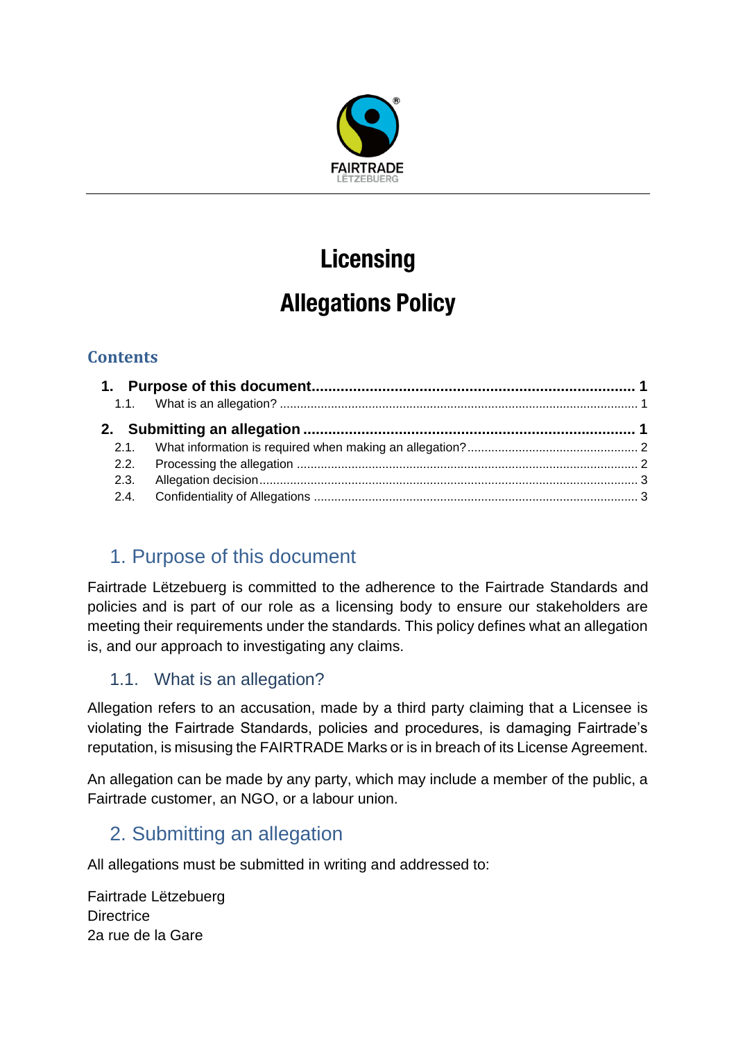# Licensing

# Allegations Policy

## Contents

| | |
|---|---|
| **1. Purpose of this document** | **1** |
| 1.1. What is an allegation? | 1 |
| **2. Submitting an allegation** | **1** |
| 2.1. What information is required when making an allegation? | 2 |
| 2.2. Processing the allegation | 2 |
| 2.3. Allegation decision | 3 |
| 2.4. Confidentiality of Allegations | 3 |

## 1. Purpose of this document

Fairtrade Lëtzebuerg is committed to the adherence to the Fairtrade Standards and policies and is part of our role as a licensing body to ensure our stakeholders are meeting their requirements under the standards. This policy defines what an allegation is, and our approach to investigating any claims.

### 1.1. What is an allegation?

Allegation refers to an accusation, made by a third party claiming that a Licensee is violating the Fairtrade Standards, policies and procedures, is damaging Fairtrade's reputation, is misusing the FAIRTRADE Marks or is in breach of its License Agreement.

An allegation can be made by any party, which may include a member of the public, a Fairtrade customer, an NGO, or a labour union.

## 2. Submitting an allegation

All allegations must be submitted in writing and addressed to:

Fairtrade Lëtzebuerg
Directrice
2a rue de la Gare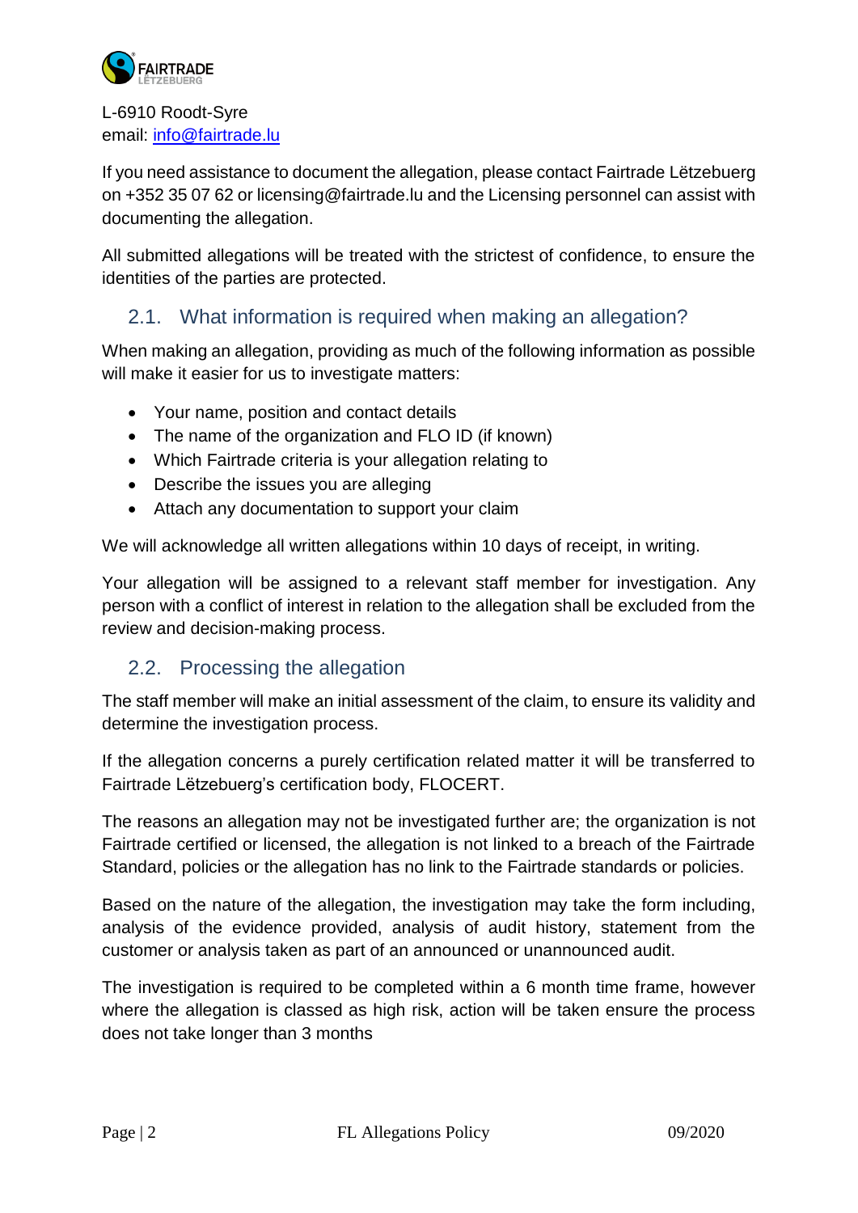L-6910 Roodt-Syre
email: [info@fairtrade.lu](mailto:info@fairtrade.lu)

If you need assistance to document the allegation, please contact Fairtrade Lëtzebuerg on +352 35 07 62 or licensing@fairtrade.lu and the Licensing personnel can assist with documenting the allegation.

All submitted allegations will be treated with the strictest of confidence, to ensure the identities of the parties are protected.

## 2.1. What information is required when making an allegation?

When making an allegation, providing as much of the following information as possible will make it easier for us to investigate matters:

- Your name, position and contact details
- The name of the organization and FLO ID (if known)
- Which Fairtrade criteria is your allegation relating to
- Describe the issues you are alleging
- Attach any documentation to support your claim

We will acknowledge all written allegations within 10 days of receipt, in writing.

Your allegation will be assigned to a relevant staff member for investigation. Any person with a conflict of interest in relation to the allegation shall be excluded from the review and decision-making process.

## 2.2. Processing the allegation

The staff member will make an initial assessment of the claim, to ensure its validity and determine the investigation process.

If the allegation concerns a purely certification related matter it will be transferred to Fairtrade Lëtzebuerg's certification body, FLOCERT.

The reasons an allegation may not be investigated further are; the organization is not Fairtrade certified or licensed, the allegation is not linked to a breach of the Fairtrade Standard, policies or the allegation has no link to the Fairtrade standards or policies.

Based on the nature of the allegation, the investigation may take the form including, analysis of the evidence provided, analysis of audit history, statement from the customer or analysis taken as part of an announced or unannounced audit.

The investigation is required to be completed within a 6 month time frame, however where the allegation is classed as high risk, action will be taken ensure the process does not take longer than 3 months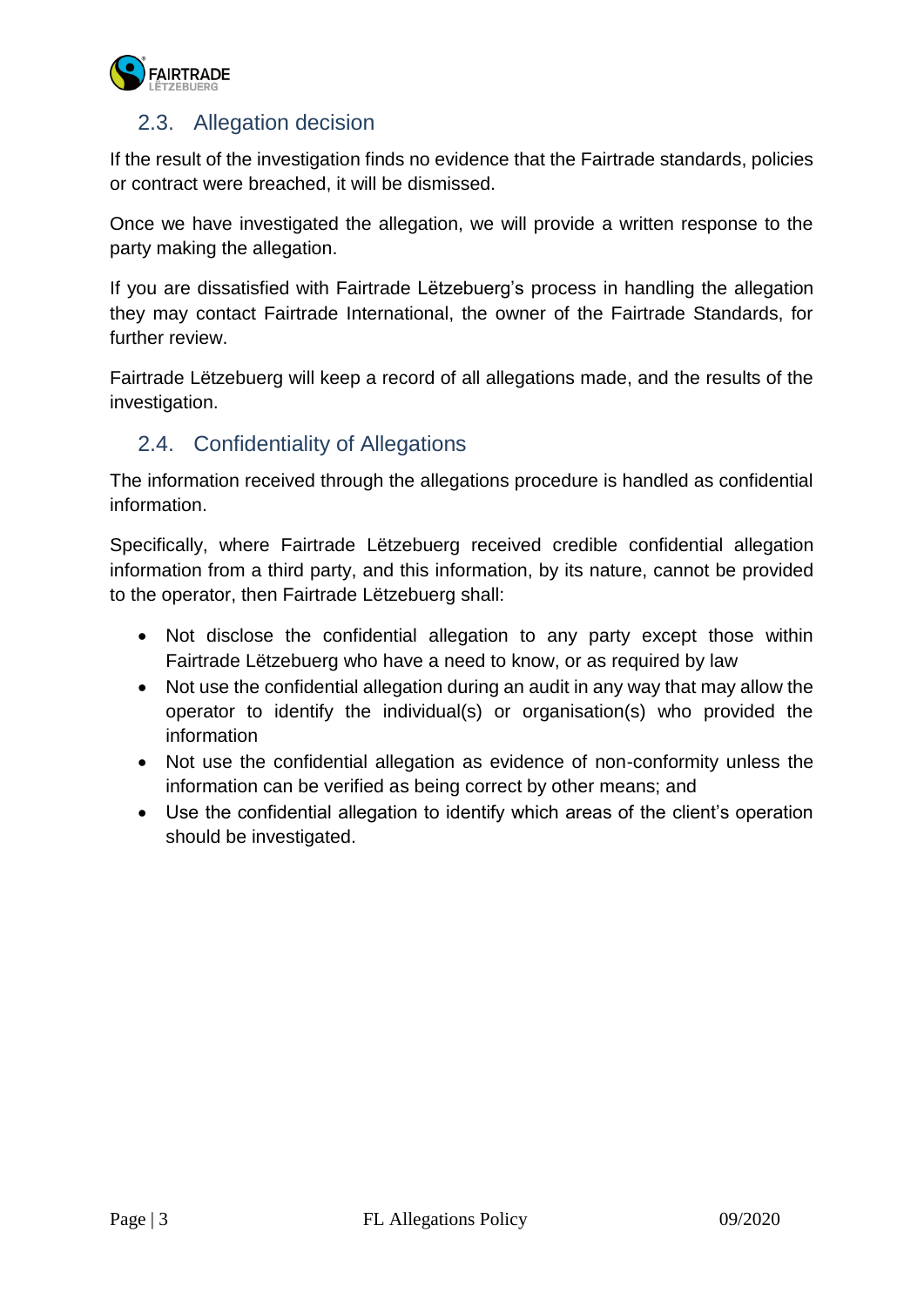## 2.3. Allegation decision

If the result of the investigation finds no evidence that the Fairtrade standards, policies or contract were breached, it will be dismissed.

Once we have investigated the allegation, we will provide a written response to the party making the allegation.

If you are dissatisfied with Fairtrade Lëtzebuerg's process in handling the allegation they may contact Fairtrade International, the owner of the Fairtrade Standards, for further review.

Fairtrade Lëtzebuerg will keep a record of all allegations made, and the results of the investigation.

## 2.4. Confidentiality of Allegations

The information received through the allegations procedure is handled as confidential information.

Specifically, where Fairtrade Lëtzebuerg received credible confidential allegation information from a third party, and this information, by its nature, cannot be provided to the operator, then Fairtrade Lëtzebuerg shall:

- Not disclose the confidential allegation to any party except those within Fairtrade Lëtzebuerg who have a need to know, or as required by law
- Not use the confidential allegation during an audit in any way that may allow the operator to identify the individual(s) or organisation(s) who provided the information
- Not use the confidential allegation as evidence of non-conformity unless the information can be verified as being correct by other means; and
- Use the confidential allegation to identify which areas of the client's operation should be investigated.